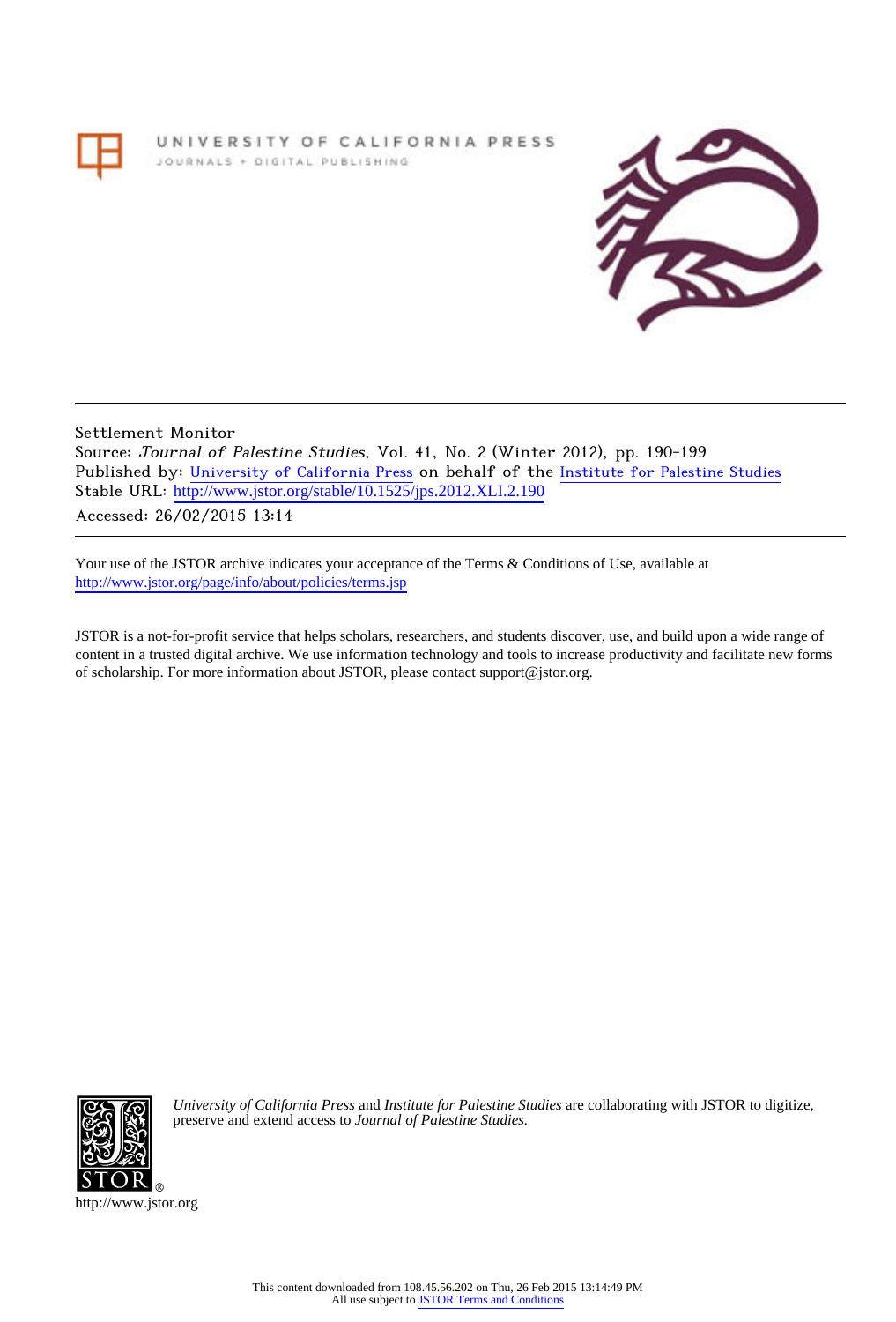UNIVERSITY OF CALIFORNIA PRESS
JOURNALS + DIGITAL PUBLISHING

Settlement Monitor
Source: *Journal of Palestine Studies*, Vol. 41, No. 2 (Winter 2012), pp. 190-199
Published by: University of California Press on behalf of the Institute for Palestine Studies
Stable URL: http://www.jstor.org/stable/10.1525/jps.2012.XLI.2.190
Accessed: 26/02/2015 13:14

Your use of the JSTOR archive indicates your acceptance of the Terms & Conditions of Use, available at
http://www.jstor.org/page/info/about/policies/terms.jsp

JSTOR is a not-for-profit service that helps scholars, researchers, and students discover, use, and build upon a wide range of content in a trusted digital archive. We use information technology and tools to increase productivity and facilitate new forms of scholarship. For more information about JSTOR, please contact support@jstor.org.

*University of California Press* and *Institute for Palestine Studies* are collaborating with JSTOR to digitize, preserve and extend access to *Journal of Palestine Studies.*

http://www.jstor.org

This content downloaded from 108.45.56.202 on Thu, 26 Feb 2015 13:14:49 PM
All use subject to JSTOR Terms and Conditions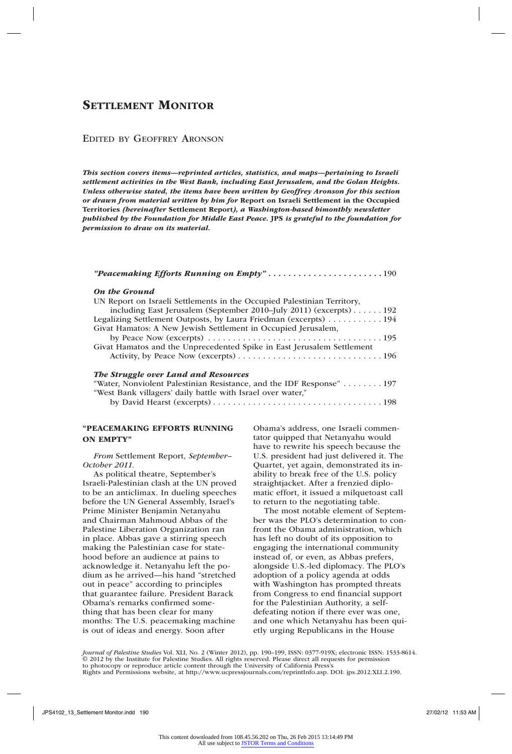# Settlement Monitor

Edited by Geoffrey Aronson

***This section covers items—reprinted articles, statistics, and maps—pertaining to Israeli settlement activities in the West Bank, including East Jerusalem, and the Golan Heights. Unless otherwise stated, the items have been written by Geoffrey Aronson for this section or drawn from material written by him for* Report on Israeli Settlement in the Occupied Territories *(hereinafter* Settlement Report*), a Washington-based bimonthly newsletter published by the Foundation for Middle East Peace.* JPS *is grateful to the foundation for permission to draw on its material.***

*"Peacemaking Efforts Running on Empty"* . . . . . . . . . . . . . . . . . . . . . . 190

***On the Ground***

UN Report on Israeli Settlements in the Occupied Palestinian Territory, including East Jerusalem (September 2010–July 2011) (excerpts) . . . . . . 192

Legalizing Settlement Outposts, by Laura Friedman (excerpts) . . . . . . . . . . 194

Givat Hamatos: A New Jewish Settlement in Occupied Jerusalem, by Peace Now (excerpts) . . . . . . . . . . . . . . . . . . . . . . . . . . . . . . . . . . 195

Givat Hamatos and the Unprecedented Spike in East Jerusalem Settlement Activity, by Peace Now (excerpts) . . . . . . . . . . . . . . . . . . . . . . . . . . . . 196

***The Struggle over Land and Resources***

"Water, Nonviolent Palestinian Resistance, and the IDF Response" . . . . . . . . 197

"West Bank villagers' daily battle with Israel over water," by David Hearst (excerpts) . . . . . . . . . . . . . . . . . . . . . . . . . . . . . . . . . 198

## "PEACEMAKING EFFORTS RUNNING ON EMPTY"

*From* Settlement Report*, September–October 2011.*

As political theatre, September's Israeli-Palestinian clash at the UN proved to be an anticlimax. In dueling speeches before the UN General Assembly, Israel's Prime Minister Benjamin Netanyahu and Chairman Mahmoud Abbas of the Palestine Liberation Organization ran in place. Abbas gave a stirring speech making the Palestinian case for statehood before an audience at pains to acknowledge it. Netanyahu left the podium as he arrived—his hand "stretched out in peace" according to principles that guarantee failure. President Barack Obama's remarks confirmed something that has been clear for many months: The U.S. peacemaking machine is out of ideas and energy. Soon after Obama's address, one Israeli commentator quipped that Netanyahu would have to rewrite his speech because the U.S. president had just delivered it. The Quartet, yet again, demonstrated its inability to break free of the U.S. policy straightjacket. After a frenzied diplomatic effort, it issued a milquetoast call to return to the negotiating table.

The most notable element of September was the PLO's determination to confront the Obama administration, which has left no doubt of its opposition to engaging the international community instead of, or even, as Abbas prefers, alongside U.S.-led diplomacy. The PLO's adoption of a policy agenda at odds with Washington has prompted threats from Congress to end financial support for the Palestinian Authority, a self-defeating notion if there ever was one, and one which Netanyahu has been quietly urging Republicans in the House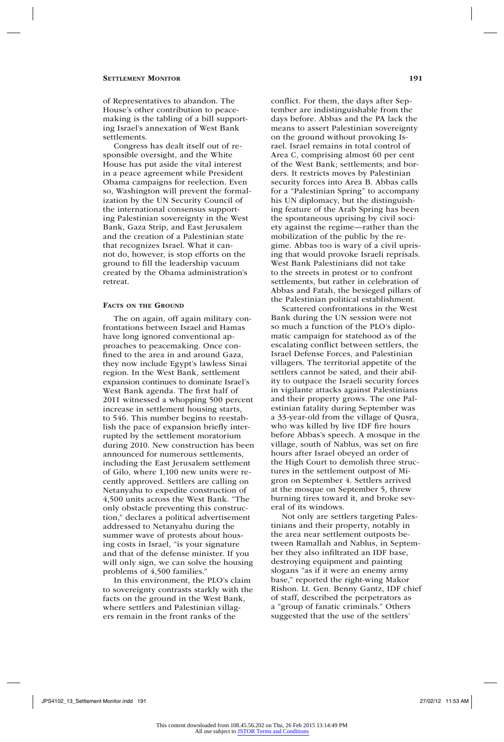of Representatives to abandon. The House's other contribution to peacemaking is the tabling of a bill supporting Israel's annexation of West Bank settlements.

Congress has dealt itself out of responsible oversight, and the White House has put aside the vital interest in a peace agreement while President Obama campaigns for reelection. Even so, Washington will prevent the formalization by the UN Security Council of the international consensus supporting Palestinian sovereignty in the West Bank, Gaza Strip, and East Jerusalem and the creation of a Palestinian state that recognizes Israel. What it cannot do, however, is stop efforts on the ground to fill the leadership vacuum created by the Obama administration's retreat.

## Facts on the Ground

The on again, off again military confrontations between Israel and Hamas have long ignored conventional approaches to peacemaking. Once confined to the area in and around Gaza, they now include Egypt's lawless Sinai region. In the West Bank, settlement expansion continues to dominate Israel's West Bank agenda. The first half of 2011 witnessed a whopping 500 percent increase in settlement housing starts, to 546. This number begins to reestablish the pace of expansion briefly interrupted by the settlement moratorium during 2010. New construction has been announced for numerous settlements, including the East Jerusalem settlement of Gilo, where 1,100 new units were recently approved. Settlers are calling on Netanyahu to expedite construction of 4,500 units across the West Bank. "The only obstacle preventing this construction," declares a political advertisement addressed to Netanyahu during the summer wave of protests about housing costs in Israel, "is your signature and that of the defense minister. If you will only sign, we can solve the housing problems of 4,500 families."

In this environment, the PLO's claim to sovereignty contrasts starkly with the facts on the ground in the West Bank, where settlers and Palestinian villagers remain in the front ranks of the conflict. For them, the days after September are indistinguishable from the days before. Abbas and the PA lack the means to assert Palestinian sovereignty on the ground without provoking Israel. Israel remains in total control of Area C, comprising almost 60 per cent of the West Bank; settlements; and borders. It restricts moves by Palestinian security forces into Area B. Abbas calls for a "Palestinian Spring" to accompany his UN diplomacy, but the distinguishing feature of the Arab Spring has been the spontaneous uprising by civil society against the regime—rather than the mobilization of the public by the regime. Abbas too is wary of a civil uprising that would provoke Israeli reprisals. West Bank Palestinians did not take to the streets in protest or to confront settlements, but rather in celebration of Abbas and Fatah, the besieged pillars of the Palestinian political establishment.

Scattered confrontations in the West Bank during the UN session were not so much a function of the PLO's diplomatic campaign for statehood as of the escalating conflict between settlers, the Israel Defense Forces, and Palestinian villagers. The territorial appetite of the settlers cannot be sated, and their ability to outpace the Israeli security forces in vigilante attacks against Palestinians and their property grows. The one Palestinian fatality during September was a 33-year-old from the village of Qusra, who was killed by live IDF fire hours before Abbas's speech. A mosque in the village, south of Nablus, was set on fire hours after Israel obeyed an order of the High Court to demolish three structures in the settlement outpost of Migron on September 4. Settlers arrived at the mosque on September 5, threw burning tires toward it, and broke several of its windows.

Not only are settlers targeting Palestinians and their property, notably in the area near settlement outposts between Ramallah and Nablus, in September they also infiltrated an IDF base, destroying equipment and painting slogans "as if it were an enemy army base," reported the right-wing Makor Rishon. Lt. Gen. Benny Gantz, IDF chief of staff, described the perpetrators as a "group of fanatic criminals." Others suggested that the use of the settlers'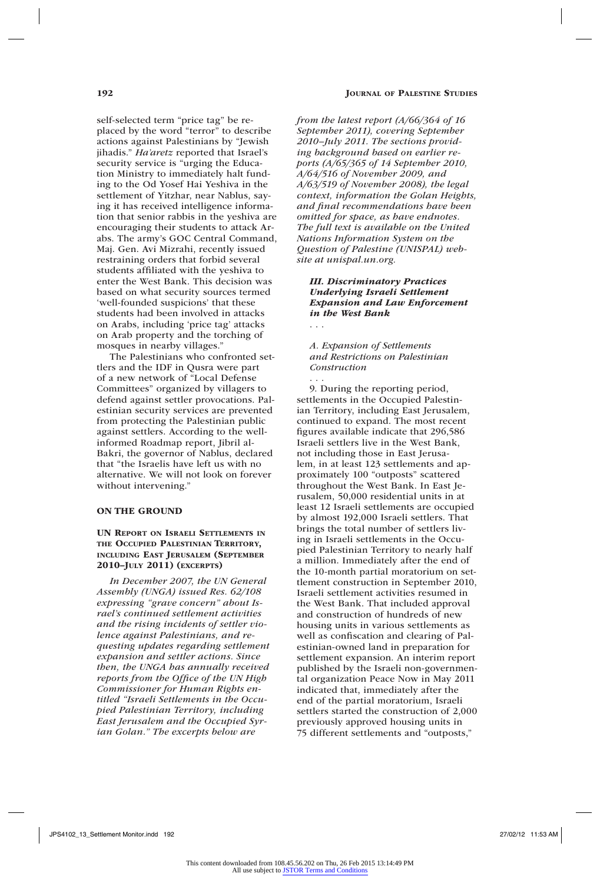self-selected term "price tag" be replaced by the word "terror" to describe actions against Palestinians by "Jewish jihadis." *Ha'aretz* reported that Israel's security service is "urging the Education Ministry to immediately halt funding to the Od Yosef Hai Yeshiva in the settlement of Yitzhar, near Nablus, saying it has received intelligence information that senior rabbis in the yeshiva are encouraging their students to attack Arabs. The army's GOC Central Command, Maj. Gen. Avi Mizrahi, recently issued restraining orders that forbid several students affiliated with the yeshiva to enter the West Bank. This decision was based on what security sources termed 'well-founded suspicions' that these students had been involved in attacks on Arabs, including 'price tag' attacks on Arab property and the torching of mosques in nearby villages."

The Palestinians who confronted settlers and the IDF in Qusra were part of a new network of "Local Defense Committees" organized by villagers to defend against settler provocations. Palestinian security services are prevented from protecting the Palestinian public against settlers. According to the well-informed Roadmap report, Jibril al-Bakri, the governor of Nablus, declared that "the Israelis have left us with no alternative. We will not look on forever without intervening."

## ON THE GROUND

### UN Report on Israeli Settlements in the Occupied Palestinian Territory, including East Jerusalem (September 2010–July 2011) (excerpts)

*In December 2007, the UN General Assembly (UNGA) issued Res. 62/108 expressing "grave concern" about Israel's continued settlement activities and the rising incidents of settler violence against Palestinians, and requesting updates regarding settlement expansion and settler actions. Since then, the UNGA has annually received reports from the Office of the UN High Commissioner for Human Rights entitled "Israeli Settlements in the Occupied Palestinian Territory, including East Jerusalem and the Occupied Syrian Golan." The excerpts below are from the latest report (A/66/364 of 16 September 2011), covering September 2010–July 2011. The sections providing background based on earlier reports (A/65/365 of 14 September 2010, A/64/516 of November 2009, and A/63/519 of November 2008), the legal context, information the Golan Heights, and final recommendations have been omitted for space, as have endnotes. The full text is available on the United Nations Information System on the Question of Palestine (UNISPAL) website at unispal.un.org.*

#### *III. Discriminatory Practices Underlying Israeli Settlement Expansion and Law Enforcement in the West Bank*

. . .

*A. Expansion of Settlements and Restrictions on Palestinian Construction*

. . .

9. During the reporting period, settlements in the Occupied Palestinian Territory, including East Jerusalem, continued to expand. The most recent figures available indicate that 296,586 Israeli settlers live in the West Bank, not including those in East Jerusalem, in at least 123 settlements and approximately 100 "outposts" scattered throughout the West Bank. In East Jerusalem, 50,000 residential units in at least 12 Israeli settlements are occupied by almost 192,000 Israeli settlers. That brings the total number of settlers living in Israeli settlements in the Occupied Palestinian Territory to nearly half a million. Immediately after the end of the 10-month partial moratorium on settlement construction in September 2010, Israeli settlement activities resumed in the West Bank. That included approval and construction of hundreds of new housing units in various settlements as well as confiscation and clearing of Palestinian-owned land in preparation for settlement expansion. An interim report published by the Israeli non-governmental organization Peace Now in May 2011 indicated that, immediately after the end of the partial moratorium, Israeli settlers started the construction of 2,000 previously approved housing units in 75 different settlements and "outposts,"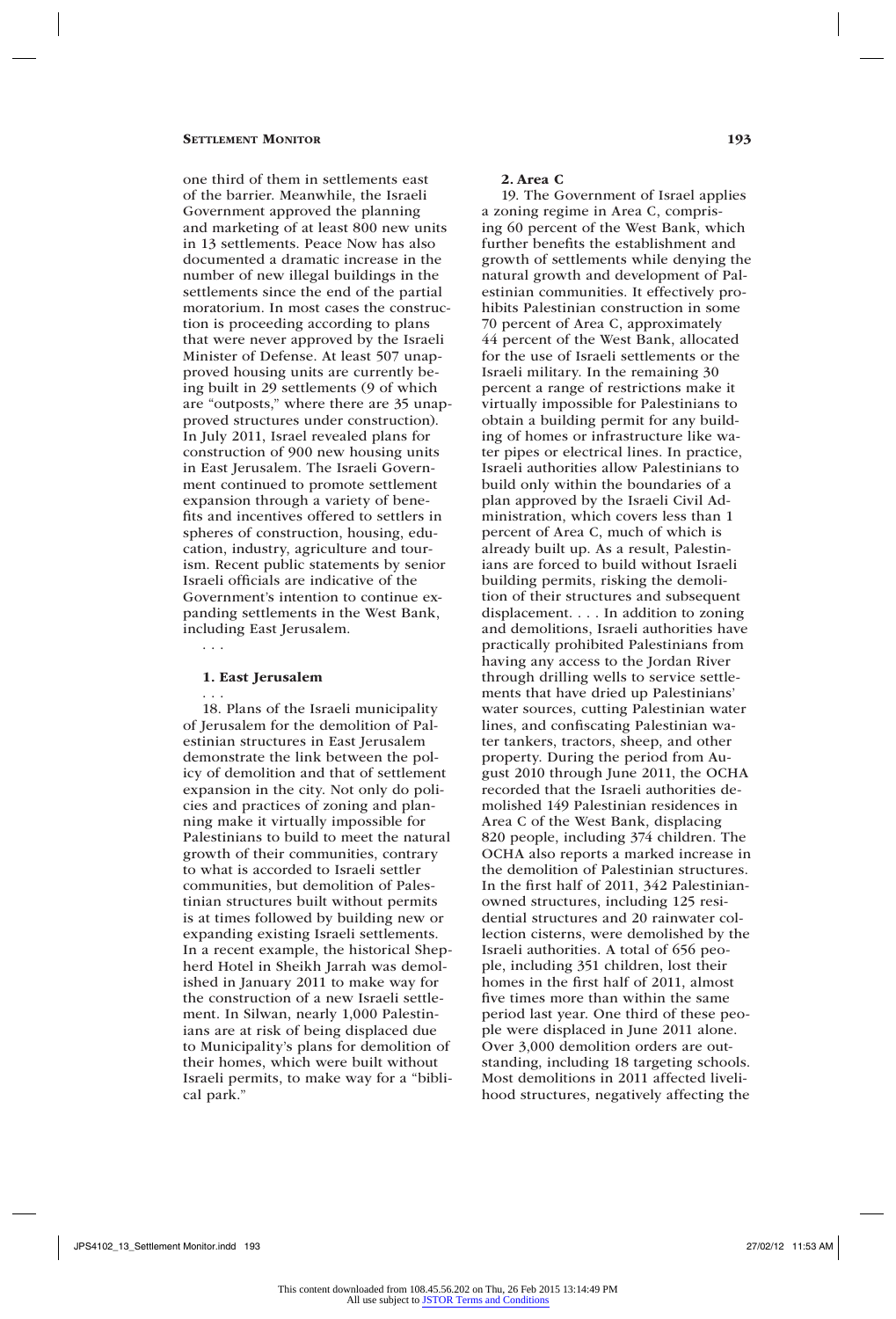one third of them in settlements east of the barrier. Meanwhile, the Israeli Government approved the planning and marketing of at least 800 new units in 13 settlements. Peace Now has also documented a dramatic increase in the number of new illegal buildings in the settlements since the end of the partial moratorium. In most cases the construction is proceeding according to plans that were never approved by the Israeli Minister of Defense. At least 507 unapproved housing units are currently being built in 29 settlements (9 of which are "outposts," where there are 35 unapproved structures under construction). In July 2011, Israel revealed plans for construction of 900 new housing units in East Jerusalem. The Israeli Government continued to promote settlement expansion through a variety of benefits and incentives offered to settlers in spheres of construction, housing, education, industry, agriculture and tourism. Recent public statements by senior Israeli officials are indicative of the Government's intention to continue expanding settlements in the West Bank, including East Jerusalem.

. . .

**1. East Jerusalem**

. . .

18. Plans of the Israeli municipality of Jerusalem for the demolition of Palestinian structures in East Jerusalem demonstrate the link between the policy of demolition and that of settlement expansion in the city. Not only do policies and practices of zoning and planning make it virtually impossible for Palestinians to build to meet the natural growth of their communities, contrary to what is accorded to Israeli settler communities, but demolition of Palestinian structures built without permits is at times followed by building new or expanding existing Israeli settlements. In a recent example, the historical Shepherd Hotel in Sheikh Jarrah was demolished in January 2011 to make way for the construction of a new Israeli settlement. In Silwan, nearly 1,000 Palestinians are at risk of being displaced due to Municipality's plans for demolition of their homes, which were built without Israeli permits, to make way for a "biblical park."

**2. Area C**

19. The Government of Israel applies a zoning regime in Area C, comprising 60 percent of the West Bank, which further benefits the establishment and growth of settlements while denying the natural growth and development of Palestinian communities. It effectively prohibits Palestinian construction in some 70 percent of Area C, approximately 44 percent of the West Bank, allocated for the use of Israeli settlements or the Israeli military. In the remaining 30 percent a range of restrictions make it virtually impossible for Palestinians to obtain a building permit for any building of homes or infrastructure like water pipes or electrical lines. In practice, Israeli authorities allow Palestinians to build only within the boundaries of a plan approved by the Israeli Civil Administration, which covers less than 1 percent of Area C, much of which is already built up. As a result, Palestinians are forced to build without Israeli building permits, risking the demolition of their structures and subsequent displacement. . . . In addition to zoning and demolitions, Israeli authorities have practically prohibited Palestinians from having any access to the Jordan River through drilling wells to service settlements that have dried up Palestinians' water sources, cutting Palestinian water lines, and confiscating Palestinian water tankers, tractors, sheep, and other property. During the period from August 2010 through June 2011, the OCHA recorded that the Israeli authorities demolished 149 Palestinian residences in Area C of the West Bank, displacing 820 people, including 374 children. The OCHA also reports a marked increase in the demolition of Palestinian structures. In the first half of 2011, 342 Palestinian-owned structures, including 125 residential structures and 20 rainwater collection cisterns, were demolished by the Israeli authorities. A total of 656 people, including 351 children, lost their homes in the first half of 2011, almost five times more than within the same period last year. One third of these people were displaced in June 2011 alone. Over 3,000 demolition orders are outstanding, including 18 targeting schools. Most demolitions in 2011 affected livelihood structures, negatively affecting the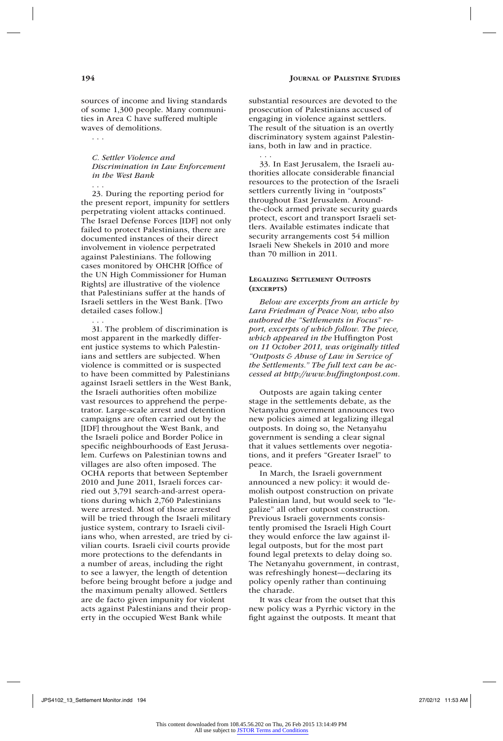sources of income and living standards of some 1,300 people. Many communities in Area C have suffered multiple waves of demolitions.

. . .

*C. Settler Violence and Discrimination in Law Enforcement in the West Bank*

. . .

23. During the reporting period for the present report, impunity for settlers perpetrating violent attacks continued. The Israel Defense Forces [IDF] not only failed to protect Palestinians, there are documented instances of their direct involvement in violence perpetrated against Palestinians. The following cases monitored by OHCHR [Office of the UN High Commissioner for Human Rights] are illustrative of the violence that Palestinians suffer at the hands of Israeli settlers in the West Bank. [Two detailed cases follow.]

. . .

31. The problem of discrimination is most apparent in the markedly different justice systems to which Palestinians and settlers are subjected. When violence is committed or is suspected to have been committed by Palestinians against Israeli settlers in the West Bank, the Israeli authorities often mobilize vast resources to apprehend the perpetrator. Large-scale arrest and detention campaigns are often carried out by the [IDF] throughout the West Bank, and the Israeli police and Border Police in specific neighbourhoods of East Jerusalem. Curfews on Palestinian towns and villages are also often imposed. The OCHA reports that between September 2010 and June 2011, Israeli forces carried out 3,791 search-and-arrest operations during which 2,760 Palestinians were arrested. Most of those arrested will be tried through the Israeli military justice system, contrary to Israeli civilians who, when arrested, are tried by civilian courts. Israeli civil courts provide more protections to the defendants in a number of areas, including the right to see a lawyer, the length of detention before being brought before a judge and the maximum penalty allowed. Settlers are de facto given impunity for violent acts against Palestinians and their property in the occupied West Bank while substantial resources are devoted to the prosecution of Palestinians accused of engaging in violence against settlers. The result of the situation is an overtly discriminatory system against Palestinians, both in law and in practice.

. . .

33. In East Jerusalem, the Israeli authorities allocate considerable financial resources to the protection of the Israeli settlers currently living in "outposts" throughout East Jerusalem. Around-the-clock armed private security guards protect, escort and transport Israeli settlers. Available estimates indicate that security arrangements cost 54 million Israeli New Shekels in 2010 and more than 70 million in 2011.

## Legalizing Settlement Outposts (excerpts)

*Below are excerpts from an article by Lara Friedman of Peace Now, who also authored the "Settlements in Focus" report, excerpts of which follow. The piece, which appeared in the* Huffington Post *on 11 October 2011, was originally titled "Outposts & Abuse of Law in Service of the Settlements." The full text can be accessed at http://www.huffingtonpost.com.*

Outposts are again taking center stage in the settlements debate, as the Netanyahu government announces two new policies aimed at legalizing illegal outposts. In doing so, the Netanyahu government is sending a clear signal that it values settlements over negotiations, and it prefers "Greater Israel" to peace.

In March, the Israeli government announced a new policy: it would demolish outpost construction on private Palestinian land, but would seek to "legalize" all other outpost construction. Previous Israeli governments consistently promised the Israeli High Court they would enforce the law against illegal outposts, but for the most part found legal pretexts to delay doing so. The Netanyahu government, in contrast, was refreshingly honest—declaring its policy openly rather than continuing the charade.

It was clear from the outset that this new policy was a Pyrrhic victory in the fight against the outposts. It meant that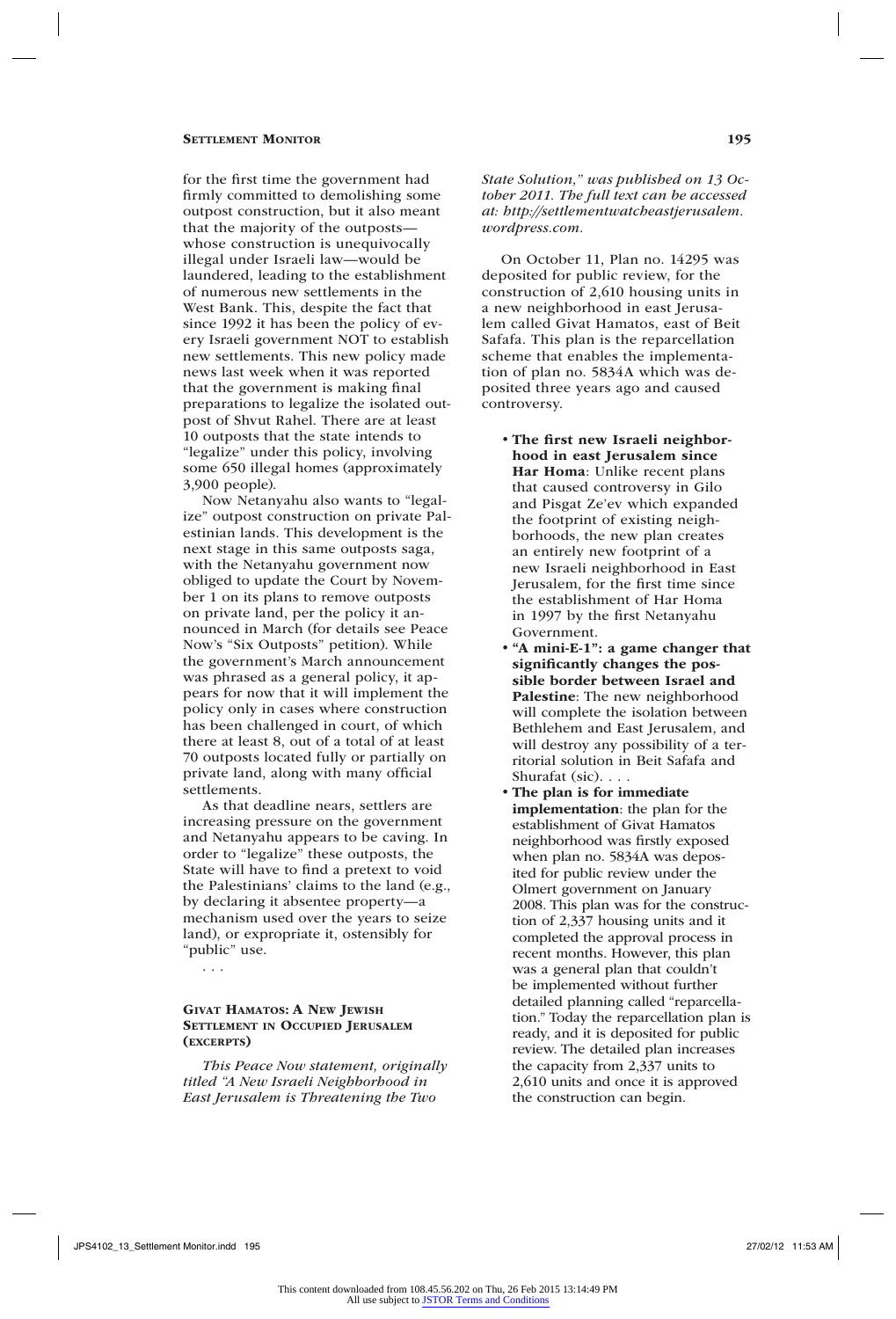for the first time the government had firmly committed to demolishing some outpost construction, but it also meant that the majority of the outposts—whose construction is unequivocally illegal under Israeli law—would be laundered, leading to the establishment of numerous new settlements in the West Bank. This, despite the fact that since 1992 it has been the policy of every Israeli government NOT to establish new settlements. This new policy made news last week when it was reported that the government is making final preparations to legalize the isolated outpost of Shvut Rahel. There are at least 10 outposts that the state intends to "legalize" under this policy, involving some 650 illegal homes (approximately 3,900 people).

Now Netanyahu also wants to "legalize" outpost construction on private Palestinian lands. This development is the next stage in this same outposts saga, with the Netanyahu government now obliged to update the Court by November 1 on its plans to remove outposts on private land, per the policy it announced in March (for details see Peace Now's "Six Outposts" petition). While the government's March announcement was phrased as a general policy, it appears for now that it will implement the policy only in cases where construction has been challenged in court, of which there at least 8, out of a total of at least 70 outposts located fully or partially on private land, along with many official settlements.

As that deadline nears, settlers are increasing pressure on the government and Netanyahu appears to be caving. In order to "legalize" these outposts, the State will have to find a pretext to void the Palestinians' claims to the land (e.g., by declaring it absentee property—a mechanism used over the years to seize land), or expropriate it, ostensibly for "public" use.

. . .

### Givat Hamatos: A New Jewish Settlement in Occupied Jerusalem (excerpts)

*This Peace Now statement, originally titled "A New Israeli Neighborhood in East Jerusalem is Threatening the Two State Solution," was published on 13 October 2011. The full text can be accessed at: http://settlementwatcheastjerusalem.wordpress.com.*

On October 11, Plan no. 14295 was deposited for public review, for the construction of 2,610 housing units in a new neighborhood in east Jerusalem called Givat Hamatos, east of Beit Safafa. This plan is the reparcellation scheme that enables the implementation of plan no. 5834A which was deposited three years ago and caused controversy.

- **The first new Israeli neighborhood in east Jerusalem since Har Homa**: Unlike recent plans that caused controversy in Gilo and Pisgat Ze'ev which expanded the footprint of existing neighborhoods, the new plan creates an entirely new footprint of a new Israeli neighborhood in East Jerusalem, for the first time since the establishment of Har Homa in 1997 by the first Netanyahu Government.
- **"A mini-E-1": a game changer that significantly changes the possible border between Israel and Palestine**: The new neighborhood will complete the isolation between Bethlehem and East Jerusalem, and will destroy any possibility of a territorial solution in Beit Safafa and Shurafat (sic). . . .
- **The plan is for immediate implementation**: the plan for the establishment of Givat Hamatos neighborhood was firstly exposed when plan no. 5834A was deposited for public review under the Olmert government on January 2008. This plan was for the construction of 2,337 housing units and it completed the approval process in recent months. However, this plan was a general plan that couldn't be implemented without further detailed planning called "reparcellation." Today the reparcellation plan is ready, and it is deposited for public review. The detailed plan increases the capacity from 2,337 units to 2,610 units and once it is approved the construction can begin.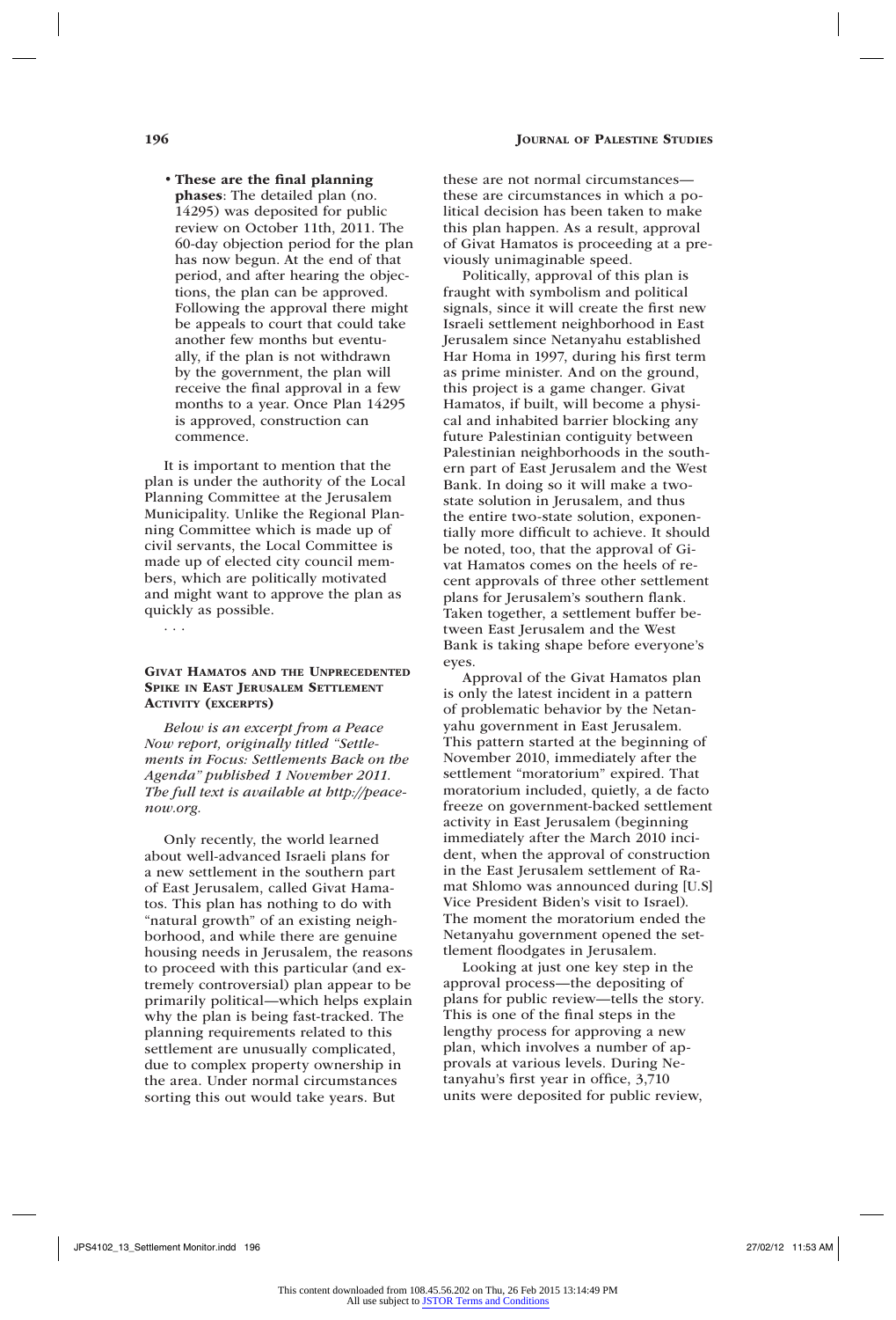- **These are the final planning phases**: The detailed plan (no. 14295) was deposited for public review on October 11th, 2011. The 60-day objection period for the plan has now begun. At the end of that period, and after hearing the objections, the plan can be approved. Following the approval there might be appeals to court that could take another few months but eventually, if the plan is not withdrawn by the government, the plan will receive the final approval in a few months to a year. Once Plan 14295 is approved, construction can commence.

It is important to mention that the plan is under the authority of the Local Planning Committee at the Jerusalem Municipality. Unlike the Regional Planning Committee which is made up of civil servants, the Local Committee is made up of elected city council members, which are politically motivated and might want to approve the plan as quickly as possible.

. . .

## Givat Hamatos and the Unprecedented Spike in East Jerusalem Settlement Activity (excerpts)

*Below is an excerpt from a Peace Now report, originally titled "Settlements in Focus: Settlements Back on the Agenda" published 1 November 2011. The full text is available at http://peacenow.org.*

Only recently, the world learned about well-advanced Israeli plans for a new settlement in the southern part of East Jerusalem, called Givat Hamatos. This plan has nothing to do with "natural growth" of an existing neighborhood, and while there are genuine housing needs in Jerusalem, the reasons to proceed with this particular (and extremely controversial) plan appear to be primarily political—which helps explain why the plan is being fast-tracked. The planning requirements related to this settlement are unusually complicated, due to complex property ownership in the area. Under normal circumstances sorting this out would take years. But these are not normal circumstances—these are circumstances in which a political decision has been taken to make this plan happen. As a result, approval of Givat Hamatos is proceeding at a previously unimaginable speed.

Politically, approval of this plan is fraught with symbolism and political signals, since it will create the first new Israeli settlement neighborhood in East Jerusalem since Netanyahu established Har Homa in 1997, during his first term as prime minister. And on the ground, this project is a game changer. Givat Hamatos, if built, will become a physical and inhabited barrier blocking any future Palestinian contiguity between Palestinian neighborhoods in the southern part of East Jerusalem and the West Bank. In doing so it will make a two-state solution in Jerusalem, and thus the entire two-state solution, exponentially more difficult to achieve. It should be noted, too, that the approval of Givat Hamatos comes on the heels of recent approvals of three other settlement plans for Jerusalem's southern flank. Taken together, a settlement buffer between East Jerusalem and the West Bank is taking shape before everyone's eyes.

Approval of the Givat Hamatos plan is only the latest incident in a pattern of problematic behavior by the Netanyahu government in East Jerusalem. This pattern started at the beginning of November 2010, immediately after the settlement "moratorium" expired. That moratorium included, quietly, a de facto freeze on government-backed settlement activity in East Jerusalem (beginning immediately after the March 2010 incident, when the approval of construction in the East Jerusalem settlement of Ramat Shlomo was announced during [U.S] Vice President Biden's visit to Israel). The moment the moratorium ended the Netanyahu government opened the settlement floodgates in Jerusalem.

Looking at just one key step in the approval process—the depositing of plans for public review—tells the story. This is one of the final steps in the lengthy process for approving a new plan, which involves a number of approvals at various levels. During Netanyahu's first year in office, 3,710 units were deposited for public review,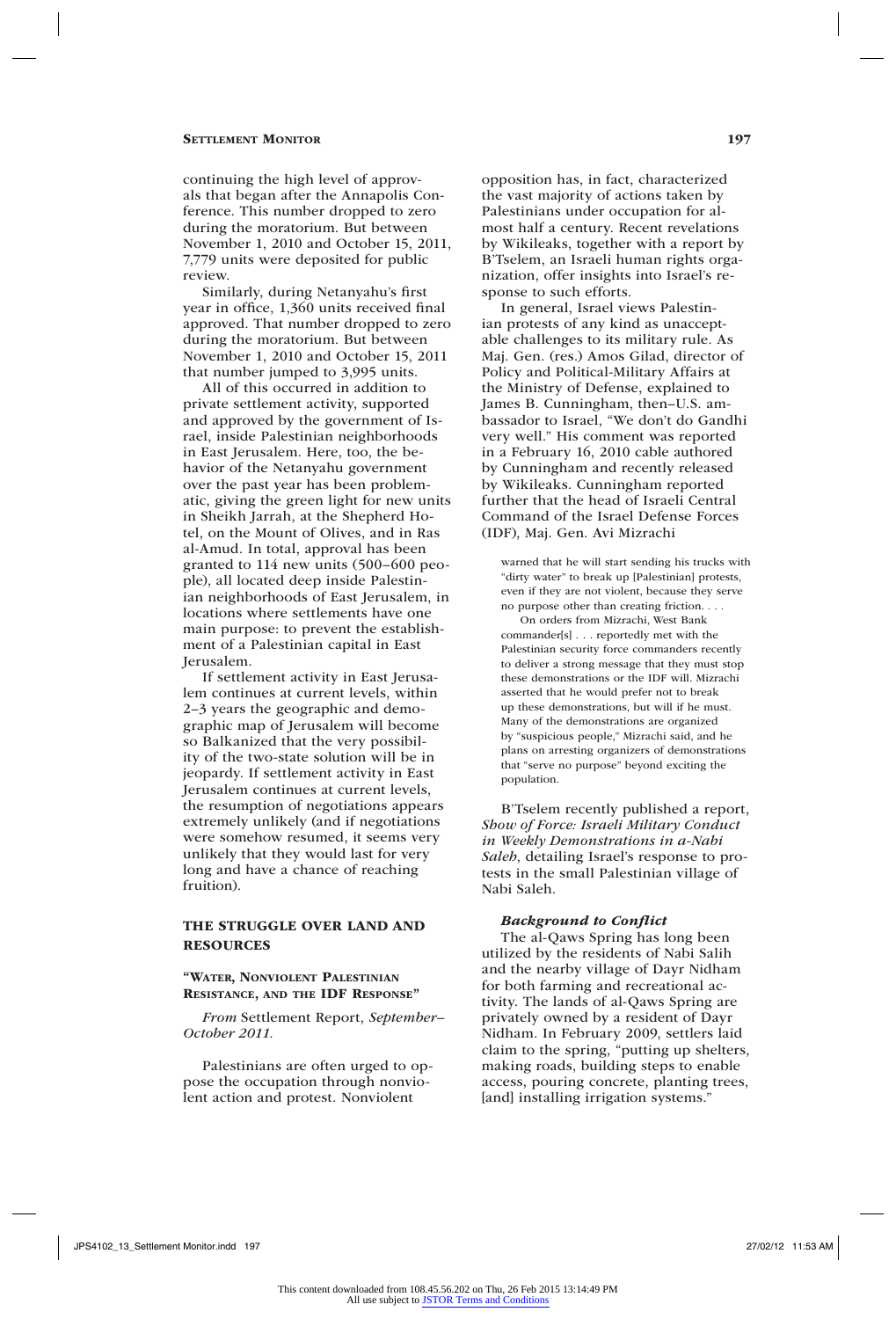continuing the high level of approvals that began after the Annapolis Conference. This number dropped to zero during the moratorium. But between November 1, 2010 and October 15, 2011, 7,779 units were deposited for public review.

Similarly, during Netanyahu's first year in office, 1,360 units received final approved. That number dropped to zero during the moratorium. But between November 1, 2010 and October 15, 2011 that number jumped to 3,995 units.

All of this occurred in addition to private settlement activity, supported and approved by the government of Israel, inside Palestinian neighborhoods in East Jerusalem. Here, too, the behavior of the Netanyahu government over the past year has been problematic, giving the green light for new units in Sheikh Jarrah, at the Shepherd Hotel, on the Mount of Olives, and in Ras al-Amud. In total, approval has been granted to 114 new units (500–600 people), all located deep inside Palestinian neighborhoods of East Jerusalem, in locations where settlements have one main purpose: to prevent the establishment of a Palestinian capital in East Jerusalem.

If settlement activity in East Jerusalem continues at current levels, within 2–3 years the geographic and demographic map of Jerusalem will become so Balkanized that the very possibility of the two-state solution will be in jeopardy. If settlement activity in East Jerusalem continues at current levels, the resumption of negotiations appears extremely unlikely (and if negotiations were somehow resumed, it seems very unlikely that they would last for very long and have a chance of reaching fruition).

## THE STRUGGLE OVER LAND AND RESOURCES

### "Water, Nonviolent Palestinian Resistance, and the IDF Response"

*From* Settlement Report, *September–October 2011.*

Palestinians are often urged to oppose the occupation through nonviolent action and protest. Nonviolent opposition has, in fact, characterized the vast majority of actions taken by Palestinians under occupation for almost half a century. Recent revelations by Wikileaks, together with a report by B'Tselem, an Israeli human rights organization, offer insights into Israel's response to such efforts.

In general, Israel views Palestinian protests of any kind as unacceptable challenges to its military rule. As Maj. Gen. (res.) Amos Gilad, director of Policy and Political-Military Affairs at the Ministry of Defense, explained to James B. Cunningham, then–U.S. ambassador to Israel, "We don't do Gandhi very well." His comment was reported in a February 16, 2010 cable authored by Cunningham and recently released by Wikileaks. Cunningham reported further that the head of Israeli Central Command of the Israel Defense Forces (IDF), Maj. Gen. Avi Mizrachi

> warned that he will start sending his trucks with "dirty water" to break up [Palestinian] protests, even if they are not violent, because they serve no purpose other than creating friction. . . .
>
> On orders from Mizrachi, West Bank commander[s] . . . reportedly met with the Palestinian security force commanders recently to deliver a strong message that they must stop these demonstrations or the IDF will. Mizrachi asserted that he would prefer not to break up these demonstrations, but will if he must. Many of the demonstrations are organized by "suspicious people," Mizrachi said, and he plans on arresting organizers of demonstrations that "serve no purpose" beyond exciting the population.

B'Tselem recently published a report, *Show of Force: Israeli Military Conduct in Weekly Demonstrations in a-Nabi Saleh*, detailing Israel's response to protests in the small Palestinian village of Nabi Saleh.

#### *Background to Conflict*

The al-Qaws Spring has long been utilized by the residents of Nabi Salih and the nearby village of Dayr Nidham for both farming and recreational activity. The lands of al-Qaws Spring are privately owned by a resident of Dayr Nidham. In February 2009, settlers laid claim to the spring, "putting up shelters, making roads, building steps to enable access, pouring concrete, planting trees, [and] installing irrigation systems."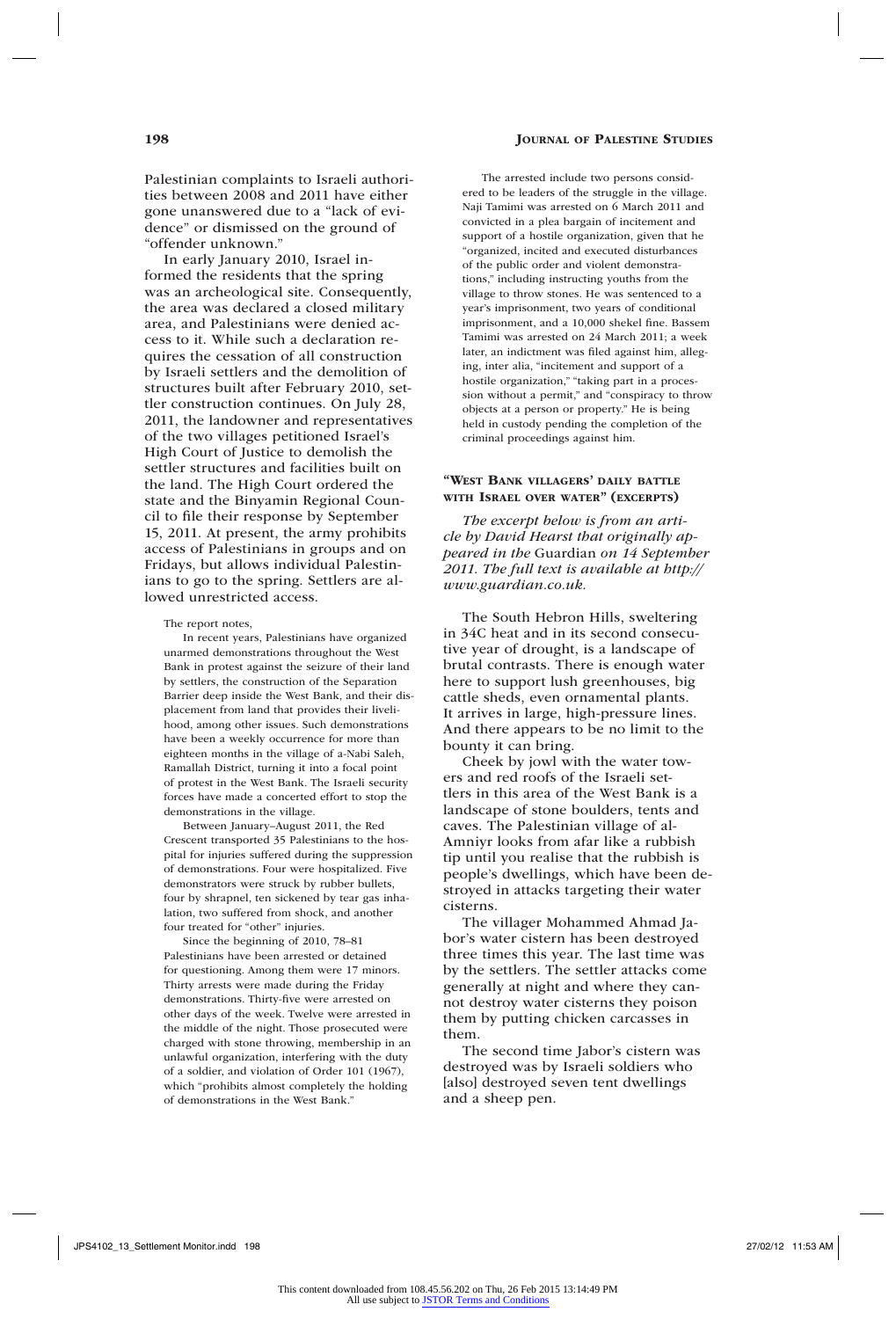Palestinian complaints to Israeli authorities between 2008 and 2011 have either gone unanswered due to a "lack of evidence" or dismissed on the ground of "offender unknown."

In early January 2010, Israel informed the residents that the spring was an archeological site. Consequently, the area was declared a closed military area, and Palestinians were denied access to it. While such a declaration requires the cessation of all construction by Israeli settlers and the demolition of structures built after February 2010, settler construction continues. On July 28, 2011, the landowner and representatives of the two villages petitioned Israel's High Court of Justice to demolish the settler structures and facilities built on the land. The High Court ordered the state and the Binyamin Regional Council to file their response by September 15, 2011. At present, the army prohibits access of Palestinians in groups and on Fridays, but allows individual Palestinians to go to the spring. Settlers are allowed unrestricted access.

The report notes,

> In recent years, Palestinians have organized unarmed demonstrations throughout the West Bank in protest against the seizure of their land by settlers, the construction of the Separation Barrier deep inside the West Bank, and their displacement from land that provides their livelihood, among other issues. Such demonstrations have been a weekly occurrence for more than eighteen months in the village of a-Nabi Saleh, Ramallah District, turning it into a focal point of protest in the West Bank. The Israeli security forces have made a concerted effort to stop the demonstrations in the village.
>
> Between January–August 2011, the Red Crescent transported 35 Palestinians to the hospital for injuries suffered during the suppression of demonstrations. Four were hospitalized. Five demonstrators were struck by rubber bullets, four by shrapnel, ten sickened by tear gas inhalation, two suffered from shock, and another four treated for "other" injuries.
>
> Since the beginning of 2010, 78–81 Palestinians have been arrested or detained for questioning. Among them were 17 minors. Thirty arrests were made during the Friday demonstrations. Thirty-five were arrested on other days of the week. Twelve were arrested in the middle of the night. Those prosecuted were charged with stone throwing, membership in an unlawful organization, interfering with the duty of a soldier, and violation of Order 101 (1967), which "prohibits almost completely the holding of demonstrations in the West Bank."
>
> The arrested include two persons considered to be leaders of the struggle in the village. Naji Tamimi was arrested on 6 March 2011 and convicted in a plea bargain of incitement and support of a hostile organization, given that he "organized, incited and executed disturbances of the public order and violent demonstrations," including instructing youths from the village to throw stones. He was sentenced to a year's imprisonment, two years of conditional imprisonment, and a 10,000 shekel fine. Bassem Tamimi was arrested on 24 March 2011; a week later, an indictment was filed against him, alleging, inter alia, "incitement and support of a hostile organization," "taking part in a procession without a permit," and "conspiracy to throw objects at a person or property." He is being held in custody pending the completion of the criminal proceedings against him.

## "West Bank villagers' daily battle with Israel over water" (excerpts)

*The excerpt below is from an article by David Hearst that originally appeared in the* Guardian *on 14 September 2011. The full text is available at http://www.guardian.co.uk.*

The South Hebron Hills, sweltering in 34C heat and in its second consecutive year of drought, is a landscape of brutal contrasts. There is enough water here to support lush greenhouses, big cattle sheds, even ornamental plants. It arrives in large, high-pressure lines. And there appears to be no limit to the bounty it can bring.

Cheek by jowl with the water towers and red roofs of the Israeli settlers in this area of the West Bank is a landscape of stone boulders, tents and caves. The Palestinian village of al-Amniyr looks from afar like a rubbish tip until you realise that the rubbish is people's dwellings, which have been destroyed in attacks targeting their water cisterns.

The villager Mohammed Ahmad Jabor's water cistern has been destroyed three times this year. The last time was by the settlers. The settler attacks come generally at night and where they cannot destroy water cisterns they poison them by putting chicken carcasses in them.

The second time Jabor's cistern was destroyed was by Israeli soldiers who [also] destroyed seven tent dwellings and a sheep pen.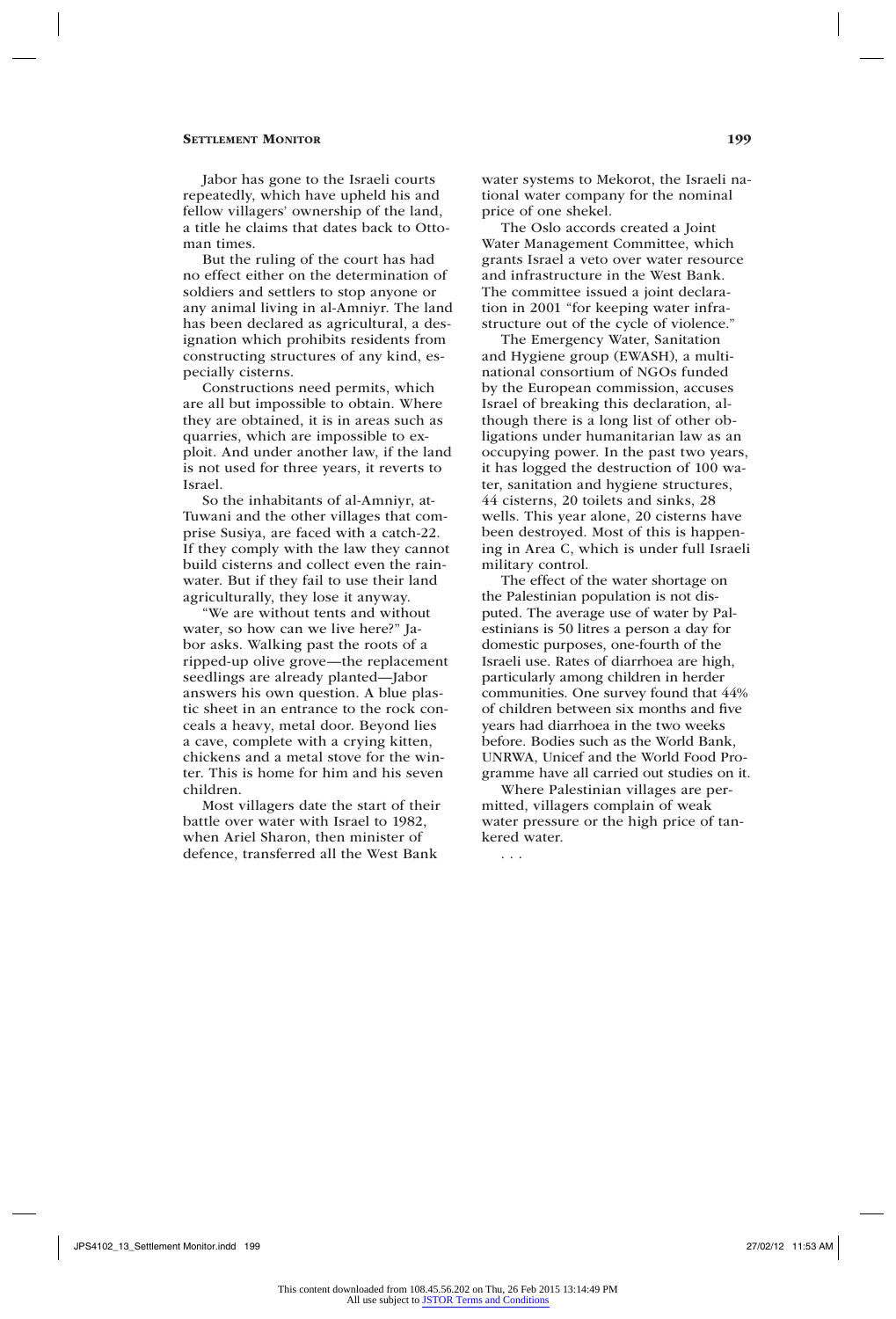Jabor has gone to the Israeli courts repeatedly, which have upheld his and fellow villagers' ownership of the land, a title he claims that dates back to Ottoman times.

But the ruling of the court has had no effect either on the determination of soldiers and settlers to stop anyone or any animal living in al-Amniyr. The land has been declared as agricultural, a designation which prohibits residents from constructing structures of any kind, especially cisterns.

Constructions need permits, which are all but impossible to obtain. Where they are obtained, it is in areas such as quarries, which are impossible to exploit. And under another law, if the land is not used for three years, it reverts to Israel.

So the inhabitants of al-Amniyr, at-Tuwani and the other villages that comprise Susiya, are faced with a catch-22. If they comply with the law they cannot build cisterns and collect even the rainwater. But if they fail to use their land agriculturally, they lose it anyway.

"We are without tents and without water, so how can we live here?" Jabor asks. Walking past the roots of a ripped-up olive grove—the replacement seedlings are already planted—Jabor answers his own question. A blue plastic sheet in an entrance to the rock conceals a heavy, metal door. Beyond lies a cave, complete with a crying kitten, chickens and a metal stove for the winter. This is home for him and his seven children.

Most villagers date the start of their battle over water with Israel to 1982, when Ariel Sharon, then minister of defence, transferred all the West Bank water systems to Mekorot, the Israeli national water company for the nominal price of one shekel.

The Oslo accords created a Joint Water Management Committee, which grants Israel a veto over water resource and infrastructure in the West Bank. The committee issued a joint declaration in 2001 "for keeping water infrastructure out of the cycle of violence."

The Emergency Water, Sanitation and Hygiene group (EWASH), a multinational consortium of NGOs funded by the European commission, accuses Israel of breaking this declaration, although there is a long list of other obligations under humanitarian law as an occupying power. In the past two years, it has logged the destruction of 100 water, sanitation and hygiene structures, 44 cisterns, 20 toilets and sinks, 28 wells. This year alone, 20 cisterns have been destroyed. Most of this is happening in Area C, which is under full Israeli military control.

The effect of the water shortage on the Palestinian population is not disputed. The average use of water by Palestinians is 50 litres a person a day for domestic purposes, one-fourth of the Israeli use. Rates of diarrhoea are high, particularly among children in herder communities. One survey found that 44% of children between six months and five years had diarrhoea in the two weeks before. Bodies such as the World Bank, UNRWA, Unicef and the World Food Programme have all carried out studies on it.

Where Palestinian villages are permitted, villagers complain of weak water pressure or the high price of tankered water.

. . .